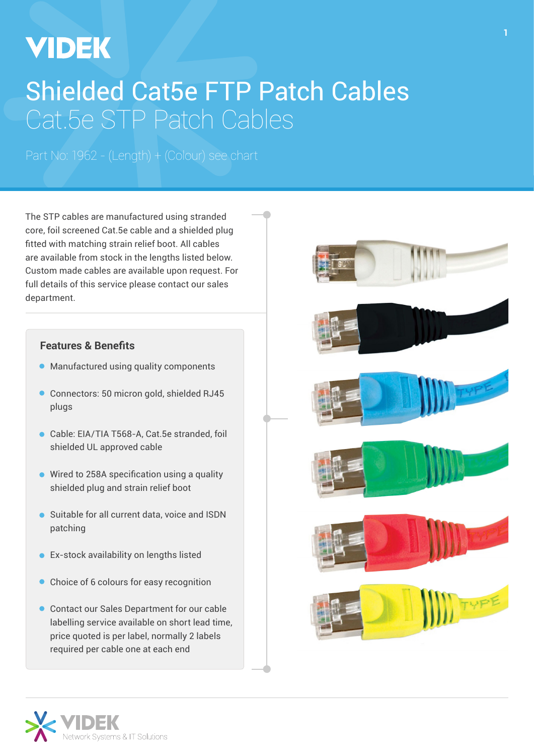VIDEK

# Shielded Cat5e FTP Patch Cables

## Cat.5e STP Patch Cables

Part No: 1962 - (Length) + (Colour) see chart

The STP cables are manufactured using stranded core, foil screened Cat.5e cable and a shielded plug fitted with matching strain relief boot. All cables are available from stock in the lengths listed below. Custom made cables are available upon request. For full details of this service please contact our sales department.

### Features & Benefits

- Manufactured using quality components
- Connectors: 50 micron gold, shielded RJ45 plugs
- Cable: EIA/TIA T568-A, Cat.5e stranded, foil shielded UL approved cable
- Wired to 258A specification using a quality shielded plug and strain relief boot
- Suitable for all current data, voice and ISDN patching
- Ex-stock availability on lengths listed
- Choice of 6 colours for easy recognition
- Contact our Sales Department for our cable labelling service available on short lead time, price quoted is per label, normally 2 labels required per cable one at each end

VIDEK Network Systems & IT Solutions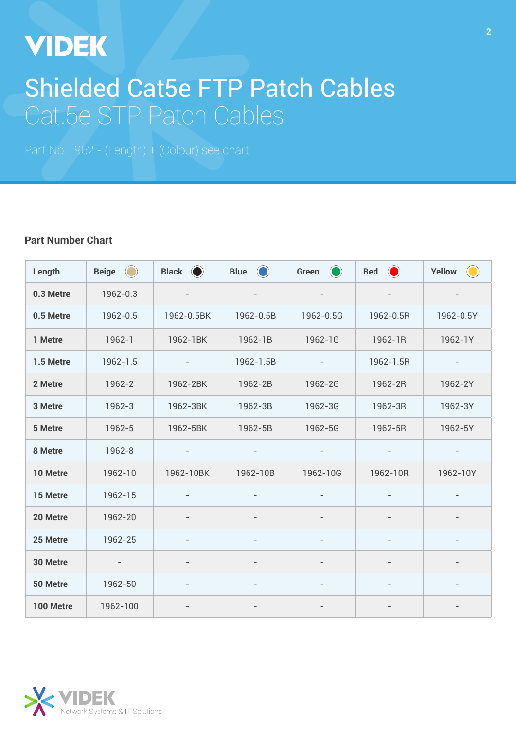# VIDEK

# Shielded Cat5e FTP Patch Cables

## Cat.5e STP Patch Cables

Part No: 1962 - (Length) + (Colour) see chart

### Part Number Chart

| Length | Beige | Black | Blue | Green | Red | Yellow |
|---|---|---|---|---|---|---|
| 0.3 Metre | 1962-0.3 | - | - | - | - | - |
| 0.5 Metre | 1962-0.5 | 1962-0.5BK | 1962-0.5B | 1962-0.5G | 1962-0.5R | 1962-0.5Y |
| 1 Metre | 1962-1 | 1962-1BK | 1962-1B | 1962-1G | 1962-1R | 1962-1Y |
| 1.5 Metre | 1962-1.5 | - | 1962-1.5B | - | 1962-1.5R | - |
| 2 Metre | 1962-2 | 1962-2BK | 1962-2B | 1962-2G | 1962-2R | 1962-2Y |
| 3 Metre | 1962-3 | 1962-3BK | 1962-3B | 1962-3G | 1962-3R | 1962-3Y |
| 5 Metre | 1962-5 | 1962-5BK | 1962-5B | 1962-5G | 1962-5R | 1962-5Y |
| 8 Metre | 1962-8 | - | - | - | - | - |
| 10 Metre | 1962-10 | 1962-10BK | 1962-10B | 1962-10G | 1962-10R | 1962-10Y |
| 15 Metre | 1962-15 | - | - | - | - | - |
| 20 Metre | 1962-20 | - | - | - | - | - |
| 25 Metre | 1962-25 | - | - | - | - | - |
| 30 Metre | - | - | - | - | - | - |
| 50 Metre | 1962-50 | - | - | - | - | - |
| 100 Metre | 1962-100 | - | - | - | - | - |

VIDEK Network Systems & IT Solutions